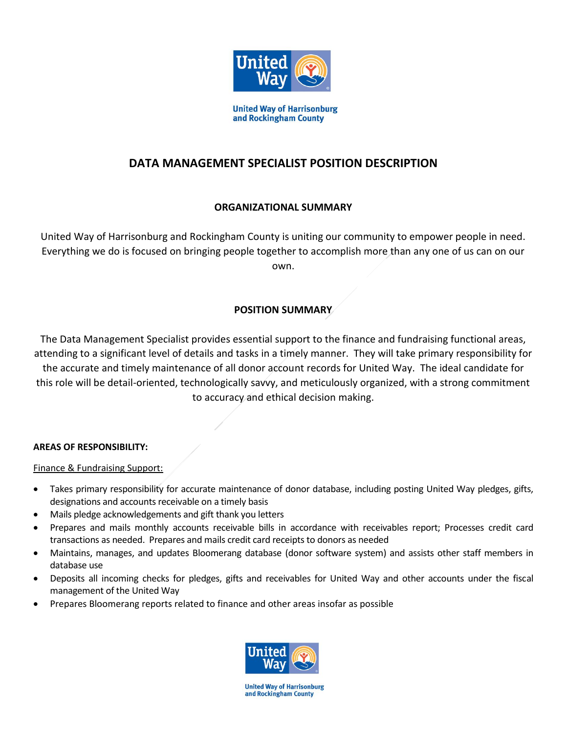United Way of Harrisonburg and Rockingham County

# DATA MANAGEMENT SPECIALIST POSITION DESCRIPTION

## ORGANIZATIONAL SUMMARY

United Way of Harrisonburg and Rockingham County is uniting our community to empower people in need. Everything we do is focused on bringing people together to accomplish more than any one of us can on our own.

## POSITION SUMMARY

The Data Management Specialist provides essential support to the finance and fundraising functional areas, attending to a significant level of details and tasks in a timely manner. They will take primary responsibility for the accurate and timely maintenance of all donor account records for United Way. The ideal candidate for this role will be detail-oriented, technologically savvy, and meticulously organized, with a strong commitment to accuracy and ethical decision making.

### AREAS OF RESPONSIBILITY:

Finance & Fundraising Support:

- Takes primary responsibility for accurate maintenance of donor database, including posting United Way pledges, gifts, designations and accounts receivable on a timely basis
- Mails pledge acknowledgements and gift thank you letters
- Prepares and mails monthly accounts receivable bills in accordance with receivables report; Processes credit card transactions as needed. Prepares and mails credit card receipts to donors as needed
- Maintains, manages, and updates Bloomerang database (donor software system) and assists other staff members in database use
- Deposits all incoming checks for pledges, gifts and receivables for United Way and other accounts under the fiscal management of the United Way
- Prepares Bloomerang reports related to finance and other areas insofar as possible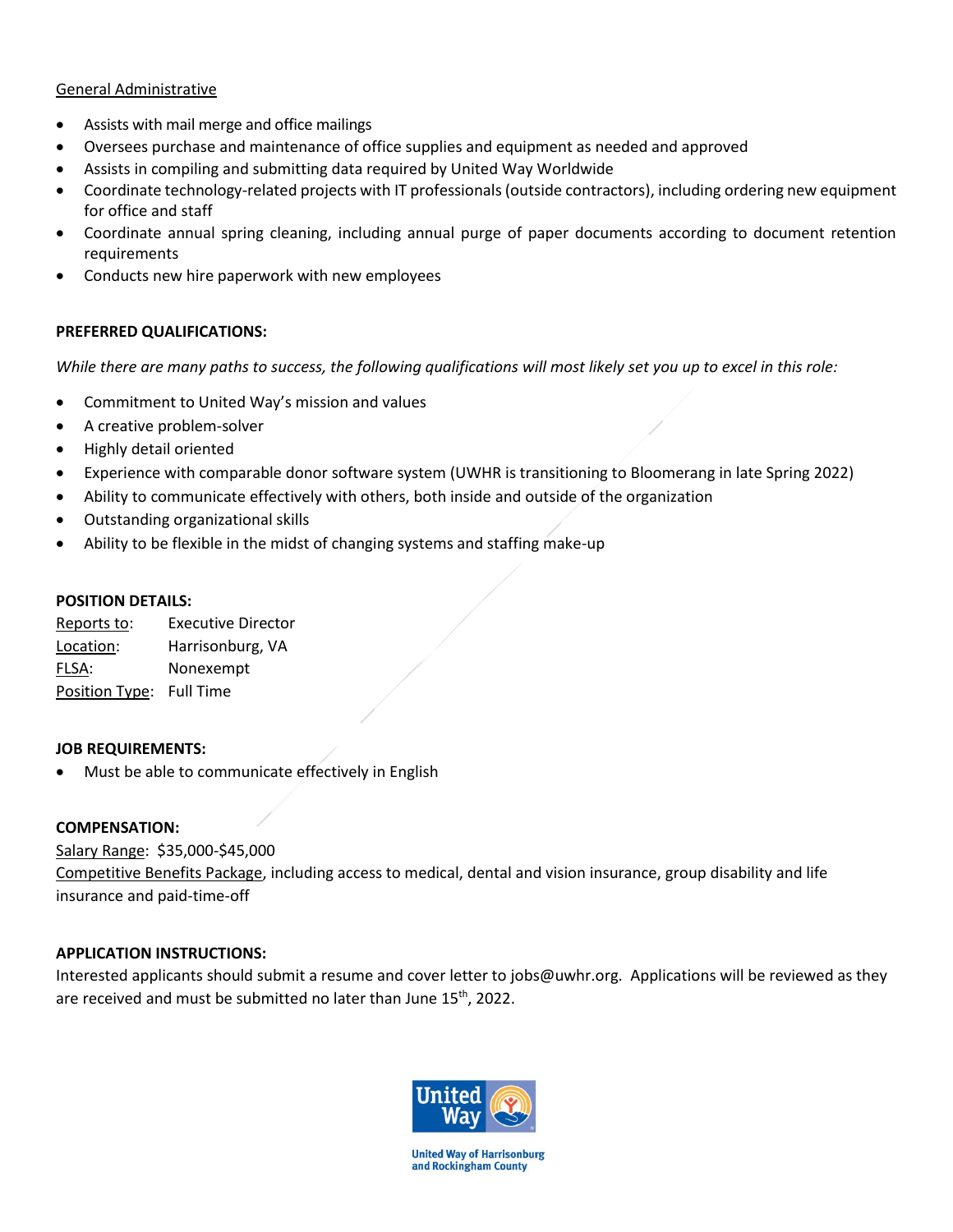General Administrative

- Assists with mail merge and office mailings
- Oversees purchase and maintenance of office supplies and equipment as needed and approved
- Assists in compiling and submitting data required by United Way Worldwide
- Coordinate technology-related projects with IT professionals (outside contractors), including ordering new equipment for office and staff
- Coordinate annual spring cleaning, including annual purge of paper documents according to document retention requirements
- Conducts new hire paperwork with new employees

**PREFERRED QUALIFICATIONS:**

*While there are many paths to success, the following qualifications will most likely set you up to excel in this role:*

- Commitment to United Way's mission and values
- A creative problem-solver
- Highly detail oriented
- Experience with comparable donor software system (UWHR is transitioning to Bloomerang in late Spring 2022)
- Ability to communicate effectively with others, both inside and outside of the organization
- Outstanding organizational skills
- Ability to be flexible in the midst of changing systems and staffing make-up

**POSITION DETAILS:**

Reports to: Executive Director
Location: Harrisonburg, VA
FLSA: Nonexempt
Position Type: Full Time

**JOB REQUIREMENTS:**

- Must be able to communicate effectively in English

**COMPENSATION:**

Salary Range: $35,000-$45,000
Competitive Benefits Package, including access to medical, dental and vision insurance, group disability and life insurance and paid-time-off

**APPLICATION INSTRUCTIONS:**

Interested applicants should submit a resume and cover letter to jobs@uwhr.org. Applications will be reviewed as they are received and must be submitted no later than June 15th, 2022.

United Way of Harrisonburg and Rockingham County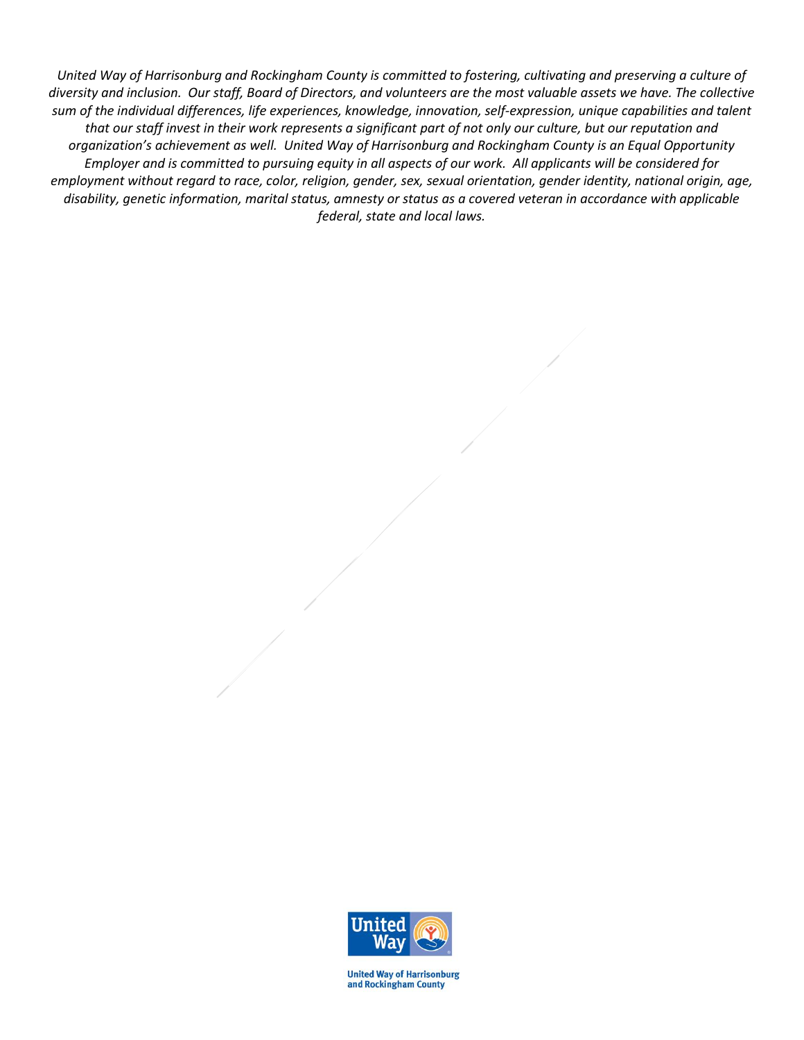*United Way of Harrisonburg and Rockingham County is committed to fostering, cultivating and preserving a culture of diversity and inclusion. Our staff, Board of Directors, and volunteers are the most valuable assets we have. The collective sum of the individual differences, life experiences, knowledge, innovation, self-expression, unique capabilities and talent that our staff invest in their work represents a significant part of not only our culture, but our reputation and organization's achievement as well. United Way of Harrisonburg and Rockingham County is an Equal Opportunity Employer and is committed to pursuing equity in all aspects of our work. All applicants will be considered for employment without regard to race, color, religion, gender, sex, sexual orientation, gender identity, national origin, age, disability, genetic information, marital status, amnesty or status as a covered veteran in accordance with applicable federal, state and local laws.*

United Way

United Way of Harrisonburg and Rockingham County